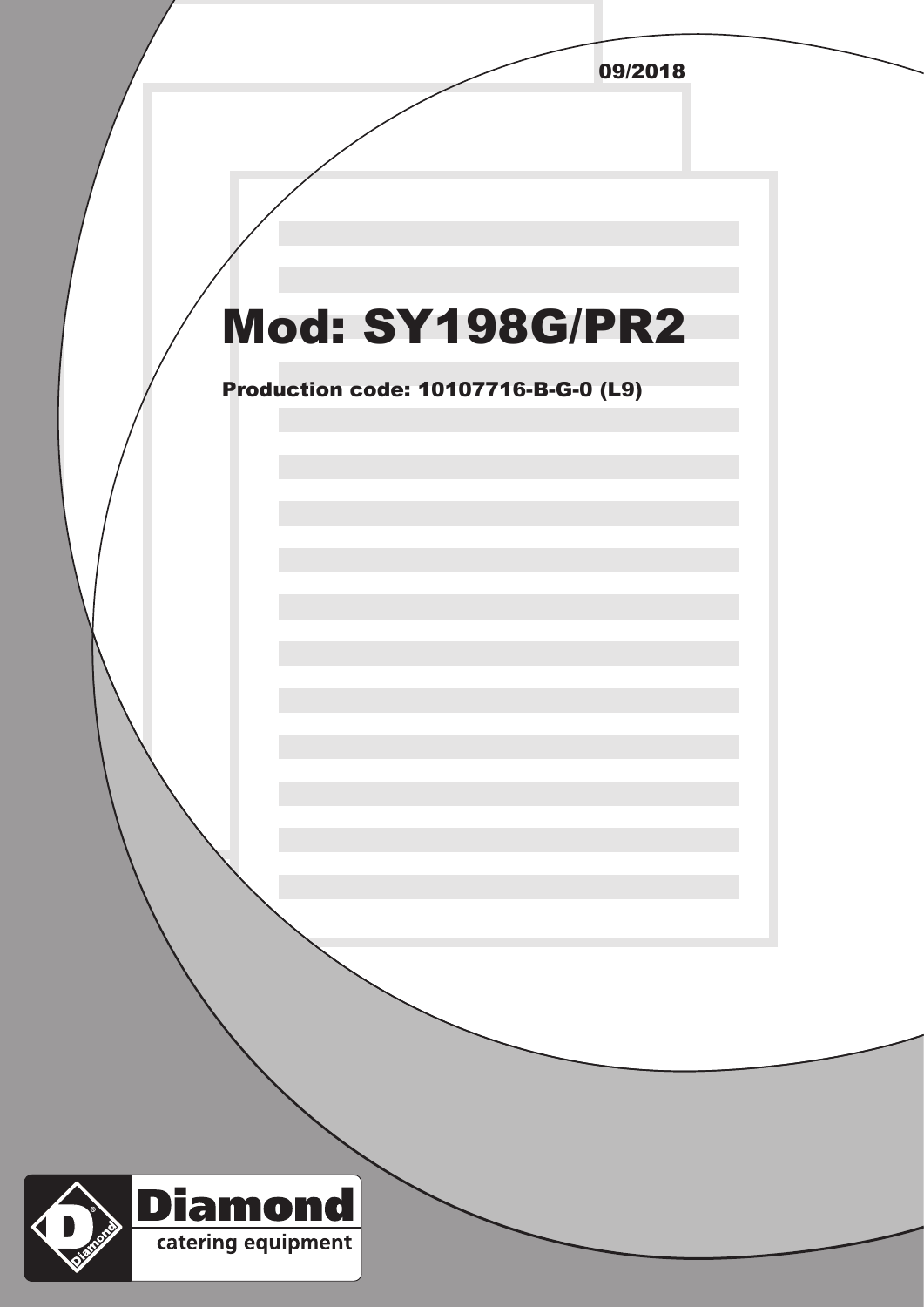09/2018

# Mod: SY198G/PR2

**Production code: 10107716-B-G-0 (L9)**

Diamond
catering equipment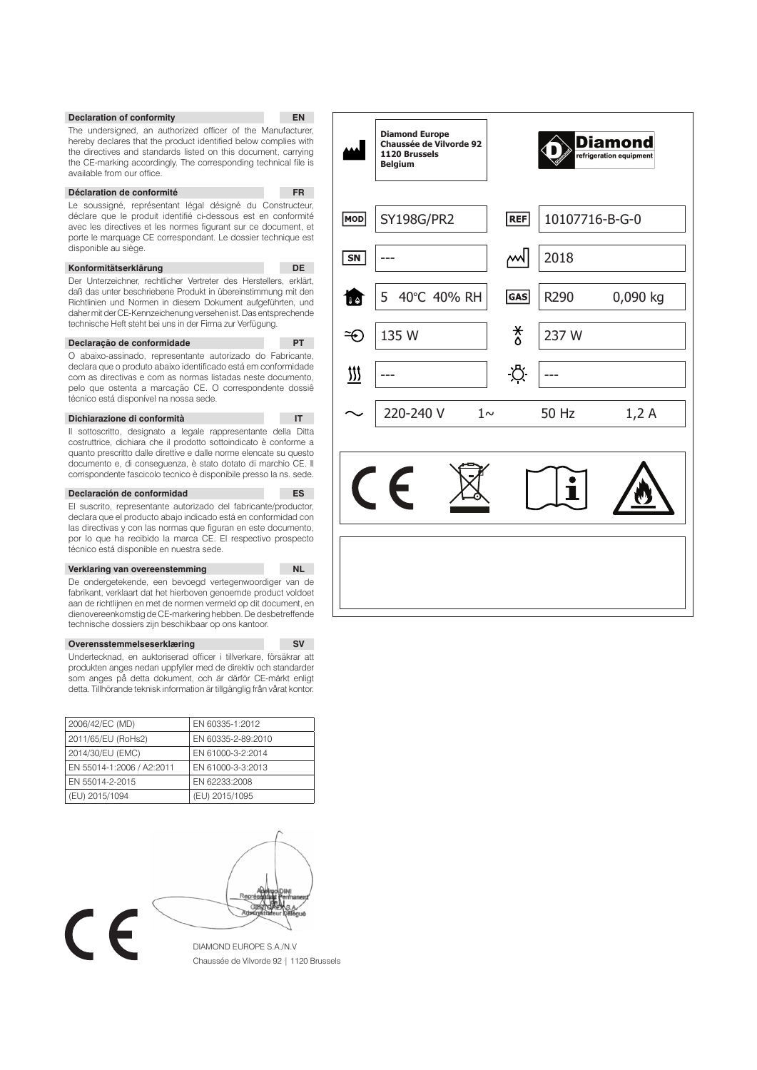## Declaration of conformity — EN

The undersigned, an authorized officer of the Manufacturer, hereby declares that the product identified below complies with the directives and standards listed on this document, carrying the CE-marking accordingly. The corresponding technical file is available from our office.

## Déclaration de conformité — FR

Le soussigné, représentant légal désigné du Constructeur, déclare que le produit identifié ci-dessous est en conformité avec les directives et les normes figurant sur ce document, et porte le marquage CE correspondant. Le dossier technique est disponible au siège.

## Konformitätserklärung — DE

Der Unterzeichner, rechtlicher Vertreter des Herstellers, erklärt, daß das unter beschriebene Produkt in übereinstimmung mit den Richtlinien und Normen in diesem Dokument aufgeführten, und daher mit der CE-Kennzeichenung versehen ist. Das entsprechende technische Heft steht bei uns in der Firma zur Verfügung.

## Declaração de conformidade — PT

O abaixo-assinado, representante autorizado do Fabricante, declara que o produto abaixo identificado está em conformidade com as directivas e com as normas listadas neste documento, pelo que ostenta a marcação CE. O correspondente dossiê técnico está disponível na nossa sede.

## Dichiarazione di conformità — IT

Il sottoscritto, designato a legale rappresentante della Ditta costruttrice, dichiara che il prodotto sottoindicato è conforme a quanto prescritto dalle direttive e dalle norme elencate su questo documento e, di conseguenza, è stato dotato di marchio CE. Il corrispondente fascicolo tecnico è disponibile presso la ns. sede.

## Declaración de conformidad — ES

El suscrito, representante autorizado del fabricante/productor, declara que el producto abajo indicado está en conformidad con las directivas y con las normas que figuran en este documento, por lo que ha recibido la marca CE. El respectivo prospecto técnico está disponible en nuestra sede.

## Verklaring van overeenstemming — NL

De ondergetekende, een bevoegd vertegenwoordiger van de fabrikant, verklaart dat het hierboven genoemde product voldoet aan de richtlijnen en met de normen vermeld op dit document, en dienovereenkomstig de CE-markering hebben. De desbetreffende technische dossiers zijn beschikbaar op ons kantoor.

## Overensstemmelseserklæring — SV

Undertecknad, en auktoriserad officer i tillverkare, försäkrar att produkten anges nedan uppfyller med de direktiv och standarder som anges på detta dokument, och är därför CE-märkt enligt detta. Tillhörande teknisk information är tillgänglig från vårat kontor.

| | |
|---|---|
| 2006/42/EC (MD) | EN 60335-1:2012 |
| 2011/65/EU (RoHs2) | EN 60335-2-89:2010 |
| 2014/30/EU (EMC) | EN 61000-3-2:2014 |
| EN 55014-1:2006 / A2:2011 | EN 61000-3-3:2013 |
| EN 55014-2-2015 | EN 62233:2008 |
| (EU) 2015/1094 | (EU) 2015/1095 |

**Diamond Europe**
**Chaussée de Vilvorde 92**
**1120 Brussels**
**Belgium**

Diamond refrigeration equipment

| | | | |
|---|---|---|---|
| MOD | SY198G/PR2 | REF | 10107716-B-G-0 |
| SN | --- | | 2018 |
| | 5 40°C 40% RH | GAS | R290 0,090 kg |
| | 135 W | | 237 W |
| | --- | | --- |
| ~ | 220-240 V 1~ | 50 Hz | 1,2 A |

CE

Alberto DINI
Représentant Permanent
GESTDREX S.A.
Administrateur Délégué

DIAMOND EUROPE S.A./N.V
Chaussée de Vilvorde 92 | 1120 Brussels